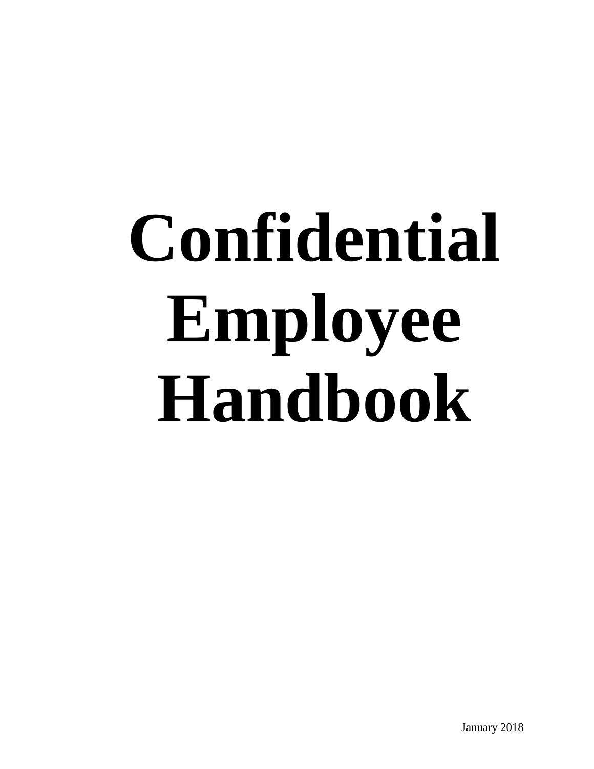# Confidential Employee Handbook

January 2018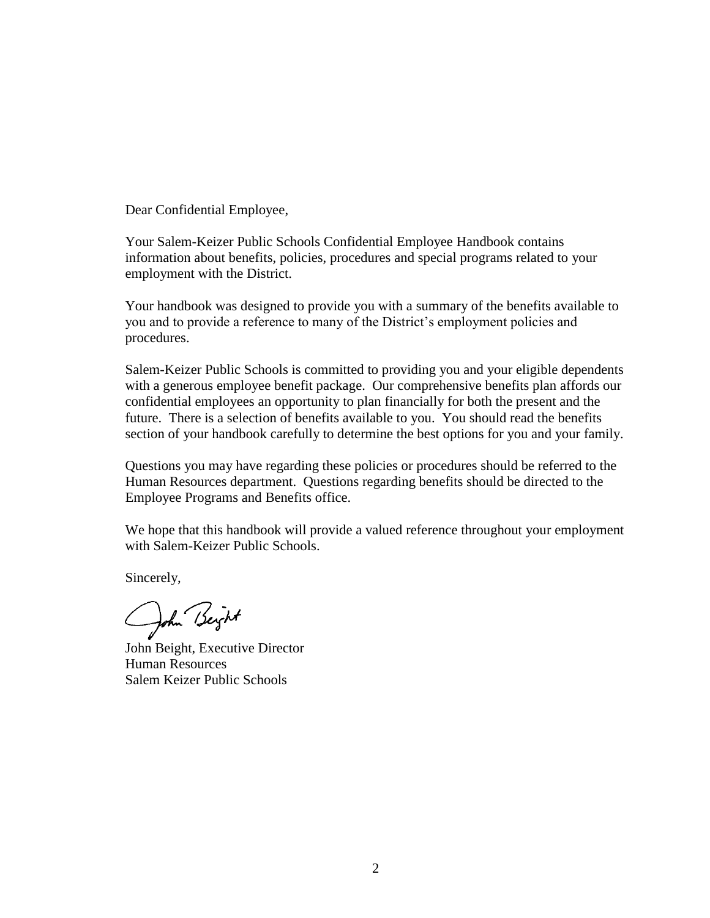Dear Confidential Employee,

Your Salem-Keizer Public Schools Confidential Employee Handbook contains information about benefits, policies, procedures and special programs related to your employment with the District.

Your handbook was designed to provide you with a summary of the benefits available to you and to provide a reference to many of the District's employment policies and procedures.

Salem-Keizer Public Schools is committed to providing you and your eligible dependents with a generous employee benefit package. Our comprehensive benefits plan affords our confidential employees an opportunity to plan financially for both the present and the future. There is a selection of benefits available to you. You should read the benefits section of your handbook carefully to determine the best options for you and your family.

Questions you may have regarding these policies or procedures should be referred to the Human Resources department. Questions regarding benefits should be directed to the Employee Programs and Benefits office.

We hope that this handbook will provide a valued reference throughout your employment with Salem-Keizer Public Schools.

Sincerely,

John Beight, Executive Director
Human Resources
Salem Keizer Public Schools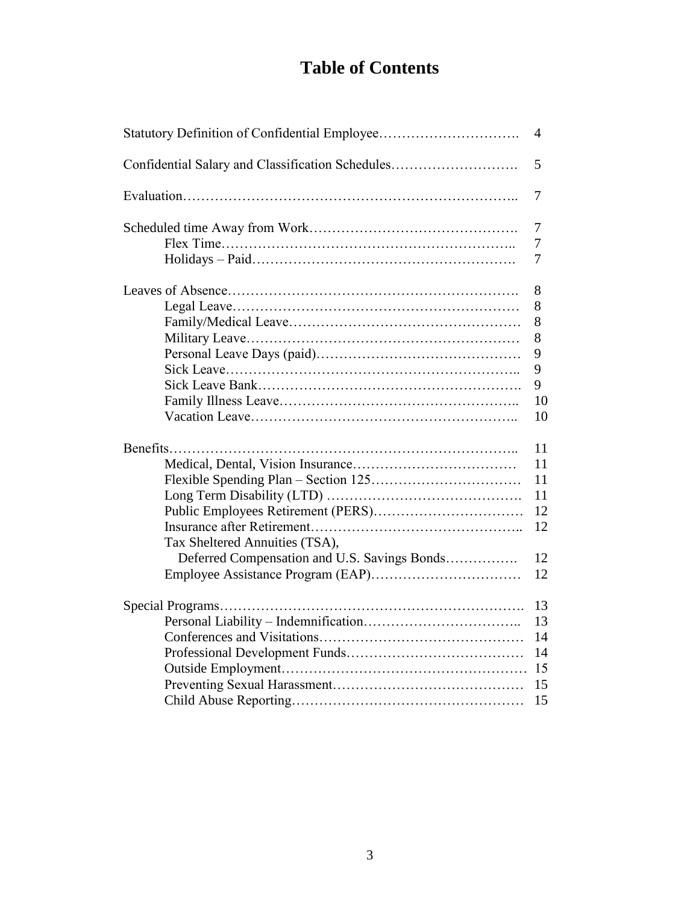# Table of Contents

| | |
|---|---|
| Statutory Definition of Confidential Employee | 4 |
| Confidential Salary and Classification Schedules | 5 |
| Evaluation | 7 |
| Scheduled time Away from Work | 7 |
| Flex Time | 7 |
| Holidays – Paid | 7 |
| Leaves of Absence | 8 |
| Legal Leave | 8 |
| Family/Medical Leave | 8 |
| Military Leave | 8 |
| Personal Leave Days (paid) | 9 |
| Sick Leave | 9 |
| Sick Leave Bank | 9 |
| Family Illness Leave | 10 |
| Vacation Leave | 10 |
| Benefits | 11 |
| Medical, Dental, Vision Insurance | 11 |
| Flexible Spending Plan – Section 125 | 11 |
| Long Term Disability (LTD) | 11 |
| Public Employees Retirement (PERS) | 12 |
| Insurance after Retirement | 12 |
| Tax Sheltered Annuities (TSA), Deferred Compensation and U.S. Savings Bonds | 12 |
| Employee Assistance Program (EAP) | 12 |
| Special Programs | 13 |
| Personal Liability – Indemnification | 13 |
| Conferences and Visitations | 14 |
| Professional Development Funds | 14 |
| Outside Employment | 15 |
| Preventing Sexual Harassment | 15 |
| Child Abuse Reporting | 15 |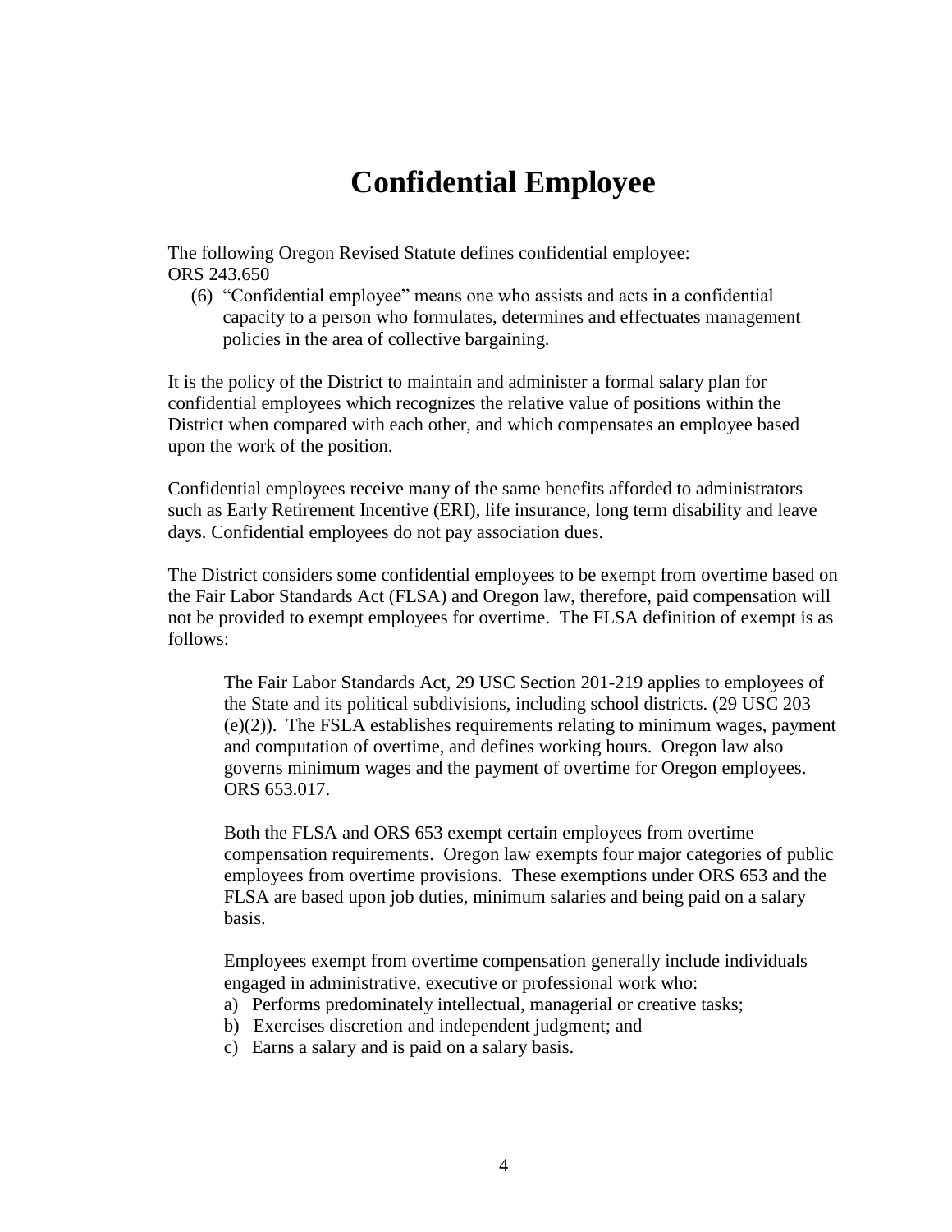# Confidential Employee

The following Oregon Revised Statute defines confidential employee:
ORS 243.650

(6) "Confidential employee" means one who assists and acts in a confidential capacity to a person who formulates, determines and effectuates management policies in the area of collective bargaining.

It is the policy of the District to maintain and administer a formal salary plan for confidential employees which recognizes the relative value of positions within the District when compared with each other, and which compensates an employee based upon the work of the position.

Confidential employees receive many of the same benefits afforded to administrators such as Early Retirement Incentive (ERI), life insurance, long term disability and leave days. Confidential employees do not pay association dues.

The District considers some confidential employees to be exempt from overtime based on the Fair Labor Standards Act (FLSA) and Oregon law, therefore, paid compensation will not be provided to exempt employees for overtime. The FLSA definition of exempt is as follows:

> The Fair Labor Standards Act, 29 USC Section 201-219 applies to employees of the State and its political subdivisions, including school districts. (29 USC 203 (e)(2)). The FSLA establishes requirements relating to minimum wages, payment and computation of overtime, and defines working hours. Oregon law also governs minimum wages and the payment of overtime for Oregon employees. ORS 653.017.
>
> Both the FLSA and ORS 653 exempt certain employees from overtime compensation requirements. Oregon law exempts four major categories of public employees from overtime provisions. These exemptions under ORS 653 and the FLSA are based upon job duties, minimum salaries and being paid on a salary basis.
>
> Employees exempt from overtime compensation generally include individuals engaged in administrative, executive or professional work who:
>
> a) Performs predominately intellectual, managerial or creative tasks;
> b) Exercises discretion and independent judgment; and
> c) Earns a salary and is paid on a salary basis.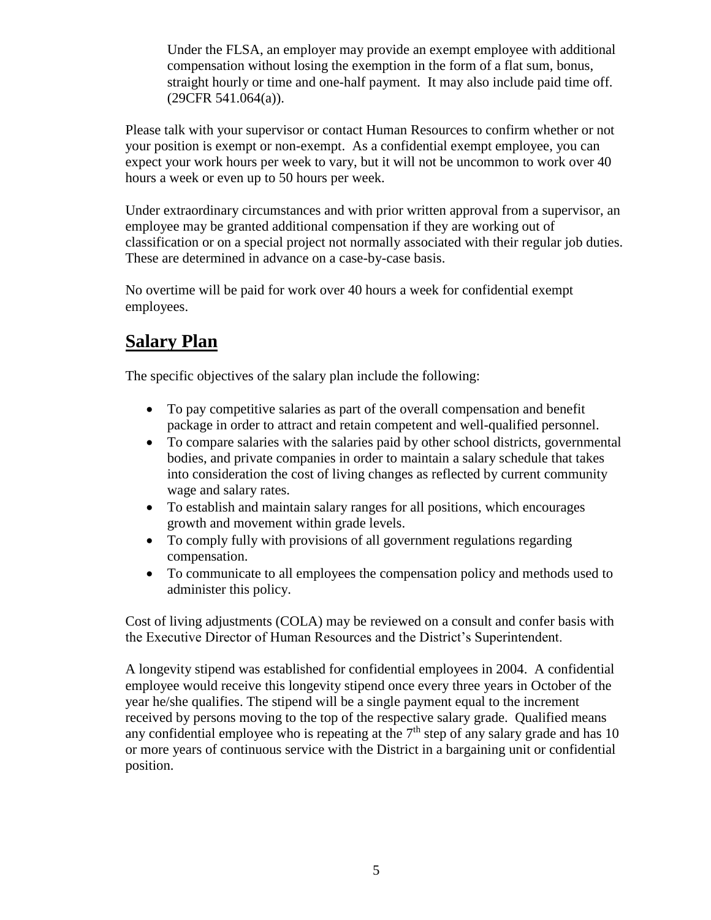Under the FLSA, an employer may provide an exempt employee with additional compensation without losing the exemption in the form of a flat sum, bonus, straight hourly or time and one-half payment. It may also include paid time off. (29CFR 541.064(a)).

Please talk with your supervisor or contact Human Resources to confirm whether or not your position is exempt or non-exempt. As a confidential exempt employee, you can expect your work hours per week to vary, but it will not be uncommon to work over 40 hours a week or even up to 50 hours per week.

Under extraordinary circumstances and with prior written approval from a supervisor, an employee may be granted additional compensation if they are working out of classification or on a special project not normally associated with their regular job duties. These are determined in advance on a case-by-case basis.

No overtime will be paid for work over 40 hours a week for confidential exempt employees.

## Salary Plan

The specific objectives of the salary plan include the following:

- To pay competitive salaries as part of the overall compensation and benefit package in order to attract and retain competent and well-qualified personnel.
- To compare salaries with the salaries paid by other school districts, governmental bodies, and private companies in order to maintain a salary schedule that takes into consideration the cost of living changes as reflected by current community wage and salary rates.
- To establish and maintain salary ranges for all positions, which encourages growth and movement within grade levels.
- To comply fully with provisions of all government regulations regarding compensation.
- To communicate to all employees the compensation policy and methods used to administer this policy.

Cost of living adjustments (COLA) may be reviewed on a consult and confer basis with the Executive Director of Human Resources and the District's Superintendent.

A longevity stipend was established for confidential employees in 2004. A confidential employee would receive this longevity stipend once every three years in October of the year he/she qualifies. The stipend will be a single payment equal to the increment received by persons moving to the top of the respective salary grade. Qualified means any confidential employee who is repeating at the 7th step of any salary grade and has 10 or more years of continuous service with the District in a bargaining unit or confidential position.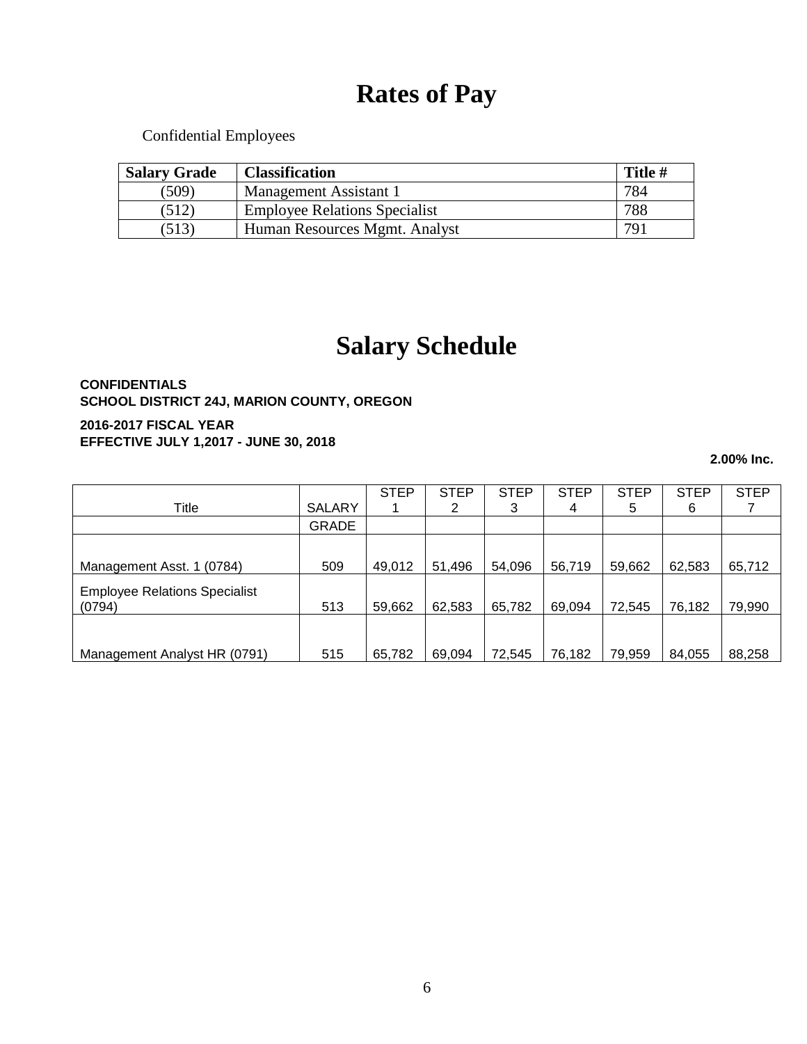# Rates of Pay

Confidential Employees

| Salary Grade | Classification | Title # |
|---|---|---|
| (509) | Management Assistant 1 | 784 |
| (512) | Employee Relations Specialist | 788 |
| (513) | Human Resources Mgmt. Analyst | 791 |

# Salary Schedule

**CONFIDENTIALS**
**SCHOOL DISTRICT 24J, MARION COUNTY, OREGON**

**2016-2017 FISCAL YEAR**
**EFFECTIVE JULY 1,2017 - JUNE 30, 2018**

**2.00% Inc.**

| Title | SALARY GRADE | STEP 1 | STEP 2 | STEP 3 | STEP 4 | STEP 5 | STEP 6 | STEP 7 |
|---|---|---|---|---|---|---|---|---|
| Management Asst. 1 (0784) | 509 | 49,012 | 51,496 | 54,096 | 56,719 | 59,662 | 62,583 | 65,712 |
| Employee Relations Specialist (0794) | 513 | 59,662 | 62,583 | 65,782 | 69,094 | 72,545 | 76,182 | 79,990 |
| Management Analyst HR (0791) | 515 | 65,782 | 69,094 | 72,545 | 76,182 | 79,959 | 84,055 | 88,258 |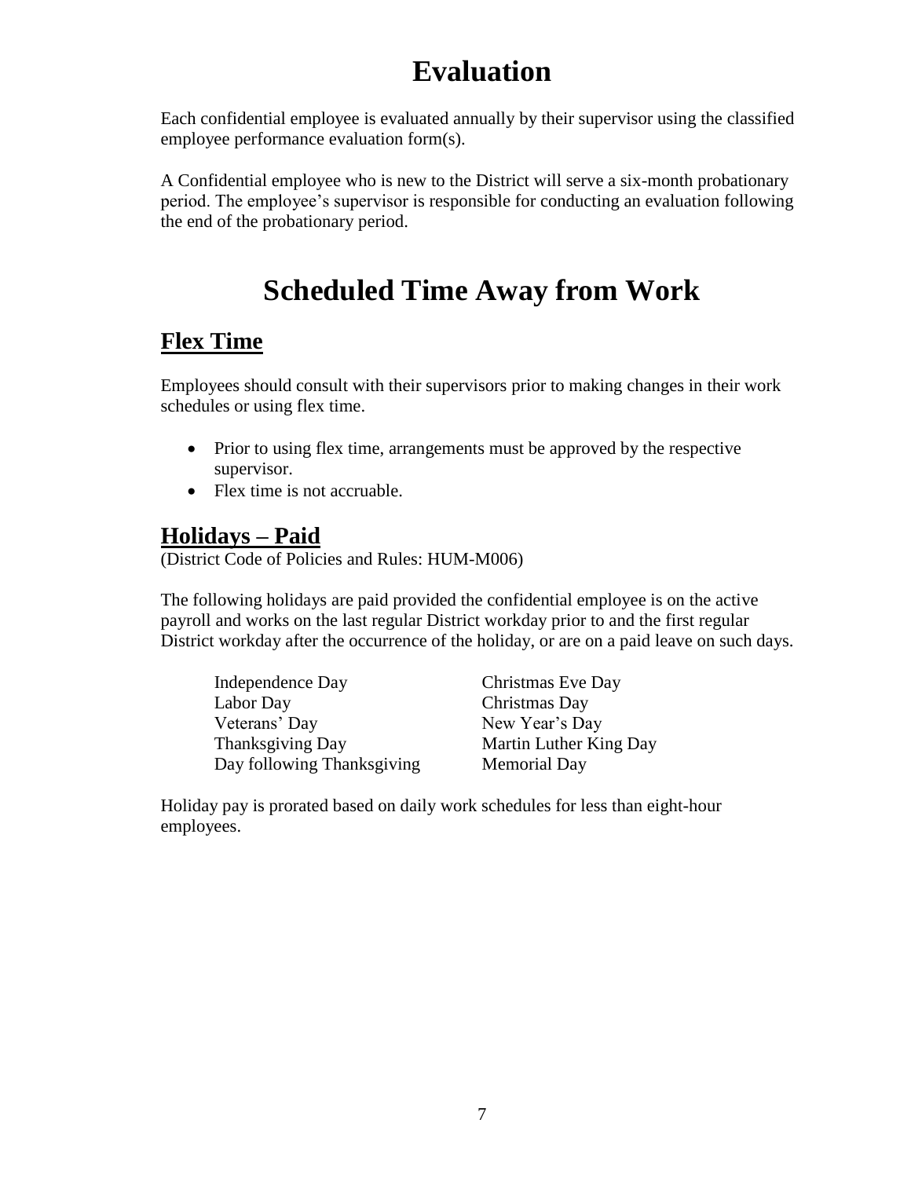# Evaluation

Each confidential employee is evaluated annually by their supervisor using the classified employee performance evaluation form(s).

A Confidential employee who is new to the District will serve a six-month probationary period. The employee's supervisor is responsible for conducting an evaluation following the end of the probationary period.

# Scheduled Time Away from Work

## Flex Time

Employees should consult with their supervisors prior to making changes in their work schedules or using flex time.

- Prior to using flex time, arrangements must be approved by the respective supervisor.
- Flex time is not accruable.

## Holidays – Paid

(District Code of Policies and Rules: HUM-M006)

The following holidays are paid provided the confidential employee is on the active payroll and works on the last regular District workday prior to and the first regular District workday after the occurrence of the holiday, or are on a paid leave on such days.

| | |
|---|---|
| Independence Day | Christmas Eve Day |
| Labor Day | Christmas Day |
| Veterans' Day | New Year's Day |
| Thanksgiving Day | Martin Luther King Day |
| Day following Thanksgiving | Memorial Day |

Holiday pay is prorated based on daily work schedules for less than eight-hour employees.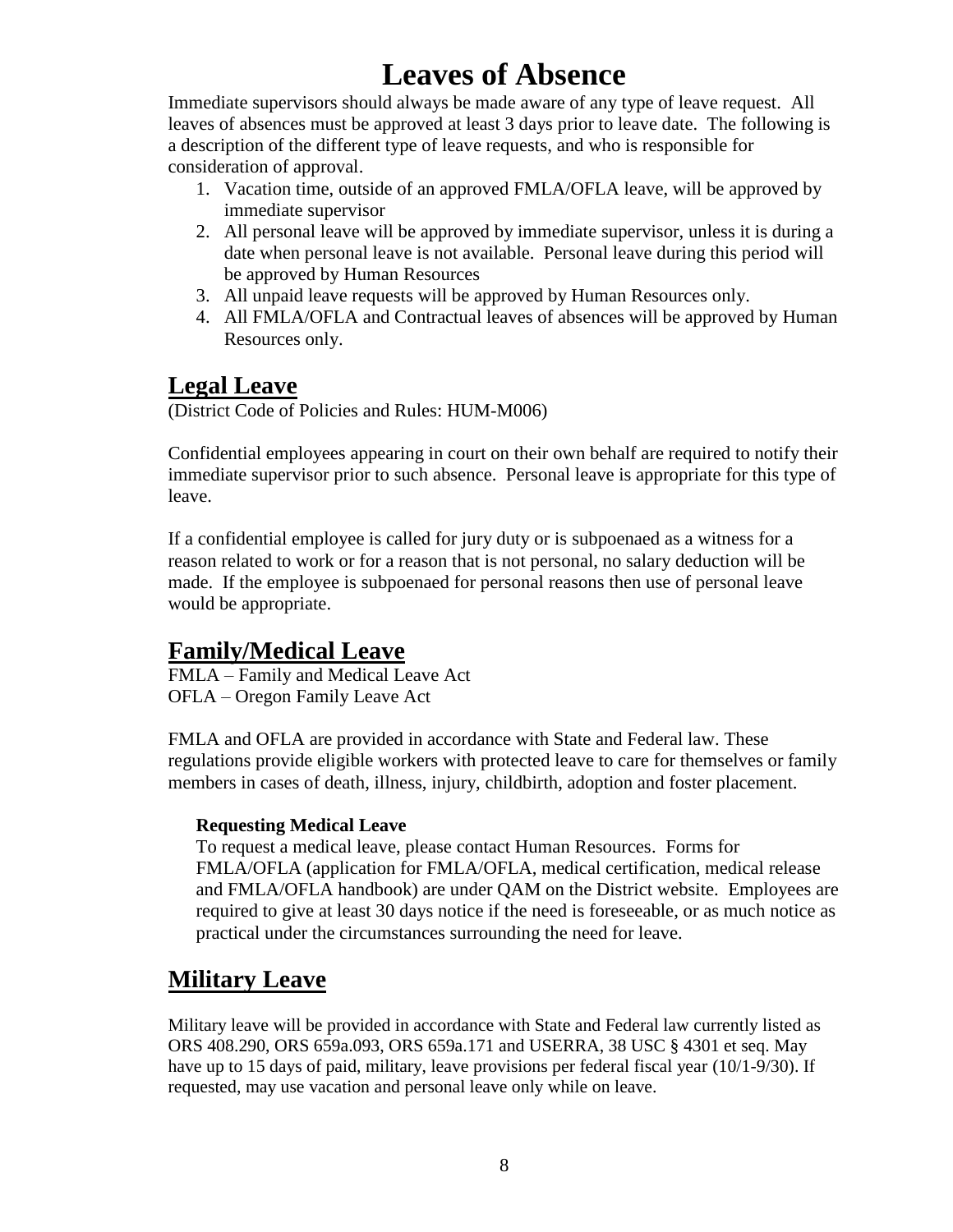# Leaves of Absence

Immediate supervisors should always be made aware of any type of leave request. All leaves of absences must be approved at least 3 days prior to leave date. The following is a description of the different type of leave requests, and who is responsible for consideration of approval.

1. Vacation time, outside of an approved FMLA/OFLA leave, will be approved by immediate supervisor
2. All personal leave will be approved by immediate supervisor, unless it is during a date when personal leave is not available. Personal leave during this period will be approved by Human Resources
3. All unpaid leave requests will be approved by Human Resources only.
4. All FMLA/OFLA and Contractual leaves of absences will be approved by Human Resources only.

## Legal Leave

(District Code of Policies and Rules: HUM-M006)

Confidential employees appearing in court on their own behalf are required to notify their immediate supervisor prior to such absence. Personal leave is appropriate for this type of leave.

If a confidential employee is called for jury duty or is subpoenaed as a witness for a reason related to work or for a reason that is not personal, no salary deduction will be made. If the employee is subpoenaed for personal reasons then use of personal leave would be appropriate.

## Family/Medical Leave

FMLA – Family and Medical Leave Act
OFLA – Oregon Family Leave Act

FMLA and OFLA are provided in accordance with State and Federal law. These regulations provide eligible workers with protected leave to care for themselves or family members in cases of death, illness, injury, childbirth, adoption and foster placement.

### Requesting Medical Leave

To request a medical leave, please contact Human Resources. Forms for FMLA/OFLA (application for FMLA/OFLA, medical certification, medical release and FMLA/OFLA handbook) are under QAM on the District website. Employees are required to give at least 30 days notice if the need is foreseeable, or as much notice as practical under the circumstances surrounding the need for leave.

## Military Leave

Military leave will be provided in accordance with State and Federal law currently listed as ORS 408.290, ORS 659a.093, ORS 659a.171 and USERRA, 38 USC § 4301 et seq. May have up to 15 days of paid, military, leave provisions per federal fiscal year (10/1-9/30). If requested, may use vacation and personal leave only while on leave.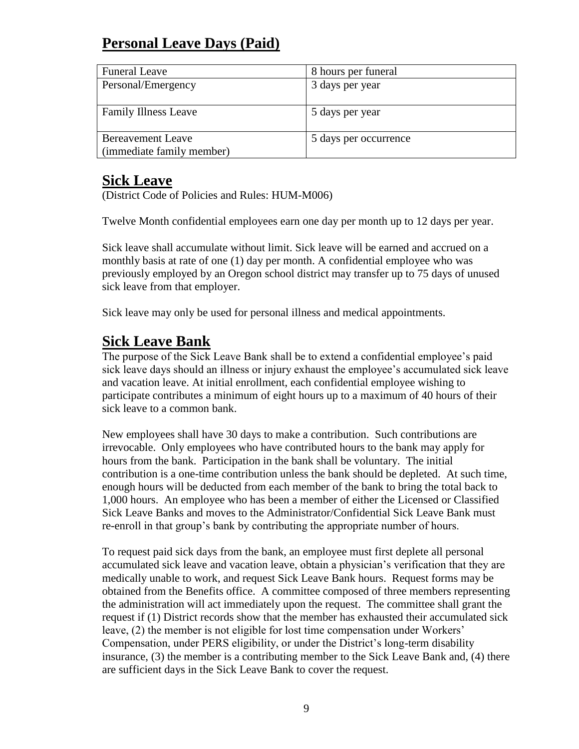## Personal Leave Days (Paid)

| Funeral Leave | 8 hours per funeral |
|---|---|
| Personal/Emergency | 3 days per year |
| Family Illness Leave | 5 days per year |
| Bereavement Leave (immediate family member) | 5 days per occurrence |

## Sick Leave

(District Code of Policies and Rules: HUM-M006)

Twelve Month confidential employees earn one day per month up to 12 days per year.

Sick leave shall accumulate without limit. Sick leave will be earned and accrued on a monthly basis at rate of one (1) day per month. A confidential employee who was previously employed by an Oregon school district may transfer up to 75 days of unused sick leave from that employer.

Sick leave may only be used for personal illness and medical appointments.

## Sick Leave Bank

The purpose of the Sick Leave Bank shall be to extend a confidential employee's paid sick leave days should an illness or injury exhaust the employee's accumulated sick leave and vacation leave. At initial enrollment, each confidential employee wishing to participate contributes a minimum of eight hours up to a maximum of 40 hours of their sick leave to a common bank.

New employees shall have 30 days to make a contribution. Such contributions are irrevocable. Only employees who have contributed hours to the bank may apply for hours from the bank. Participation in the bank shall be voluntary. The initial contribution is a one-time contribution unless the bank should be depleted. At such time, enough hours will be deducted from each member of the bank to bring the total back to 1,000 hours. An employee who has been a member of either the Licensed or Classified Sick Leave Banks and moves to the Administrator/Confidential Sick Leave Bank must re-enroll in that group's bank by contributing the appropriate number of hours.

To request paid sick days from the bank, an employee must first deplete all personal accumulated sick leave and vacation leave, obtain a physician's verification that they are medically unable to work, and request Sick Leave Bank hours. Request forms may be obtained from the Benefits office. A committee composed of three members representing the administration will act immediately upon the request. The committee shall grant the request if (1) District records show that the member has exhausted their accumulated sick leave, (2) the member is not eligible for lost time compensation under Workers' Compensation, under PERS eligibility, or under the District's long-term disability insurance, (3) the member is a contributing member to the Sick Leave Bank and, (4) there are sufficient days in the Sick Leave Bank to cover the request.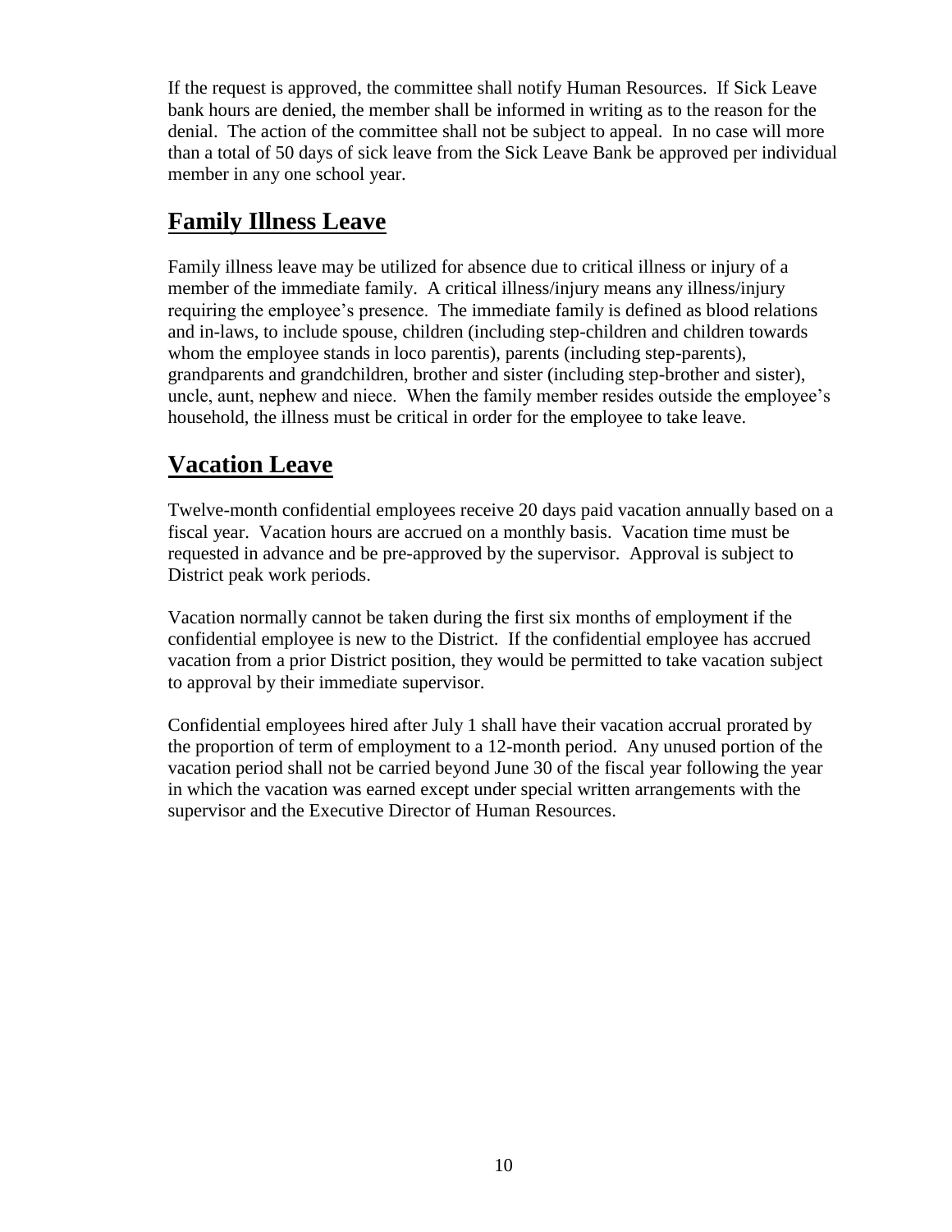If the request is approved, the committee shall notify Human Resources. If Sick Leave bank hours are denied, the member shall be informed in writing as to the reason for the denial. The action of the committee shall not be subject to appeal. In no case will more than a total of 50 days of sick leave from the Sick Leave Bank be approved per individual member in any one school year.

## Family Illness Leave

Family illness leave may be utilized for absence due to critical illness or injury of a member of the immediate family. A critical illness/injury means any illness/injury requiring the employee's presence. The immediate family is defined as blood relations and in-laws, to include spouse, children (including step-children and children towards whom the employee stands in loco parentis), parents (including step-parents), grandparents and grandchildren, brother and sister (including step-brother and sister), uncle, aunt, nephew and niece. When the family member resides outside the employee's household, the illness must be critical in order for the employee to take leave.

## Vacation Leave

Twelve-month confidential employees receive 20 days paid vacation annually based on a fiscal year. Vacation hours are accrued on a monthly basis. Vacation time must be requested in advance and be pre-approved by the supervisor. Approval is subject to District peak work periods.

Vacation normally cannot be taken during the first six months of employment if the confidential employee is new to the District. If the confidential employee has accrued vacation from a prior District position, they would be permitted to take vacation subject to approval by their immediate supervisor.

Confidential employees hired after July 1 shall have their vacation accrual prorated by the proportion of term of employment to a 12-month period. Any unused portion of the vacation period shall not be carried beyond June 30 of the fiscal year following the year in which the vacation was earned except under special written arrangements with the supervisor and the Executive Director of Human Resources.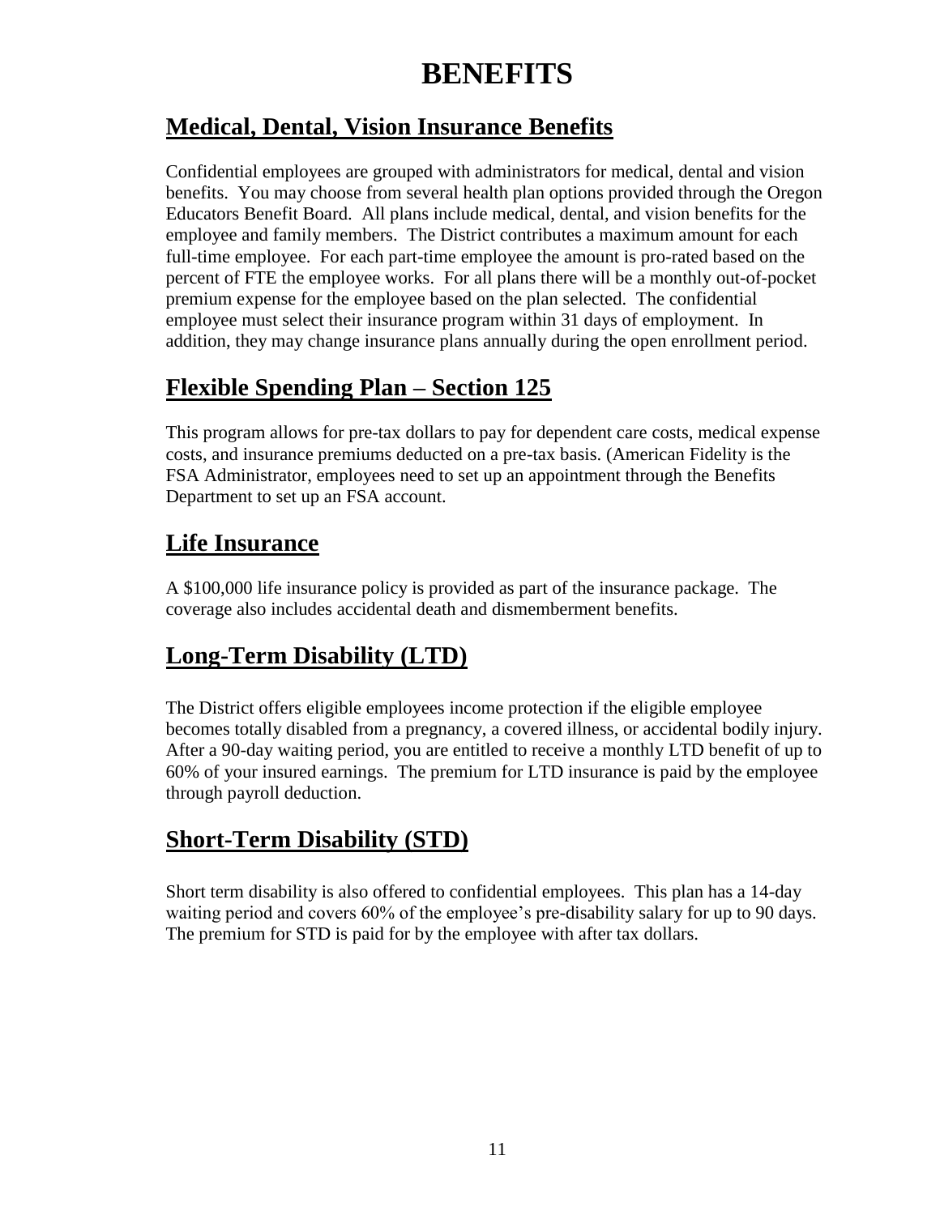# BENEFITS

## Medical, Dental, Vision Insurance Benefits

Confidential employees are grouped with administrators for medical, dental and vision benefits. You may choose from several health plan options provided through the Oregon Educators Benefit Board. All plans include medical, dental, and vision benefits for the employee and family members. The District contributes a maximum amount for each full-time employee. For each part-time employee the amount is pro-rated based on the percent of FTE the employee works. For all plans there will be a monthly out-of-pocket premium expense for the employee based on the plan selected. The confidential employee must select their insurance program within 31 days of employment. In addition, they may change insurance plans annually during the open enrollment period.

## Flexible Spending Plan – Section 125

This program allows for pre-tax dollars to pay for dependent care costs, medical expense costs, and insurance premiums deducted on a pre-tax basis. (American Fidelity is the FSA Administrator, employees need to set up an appointment through the Benefits Department to set up an FSA account.

## Life Insurance

A $100,000 life insurance policy is provided as part of the insurance package. The coverage also includes accidental death and dismemberment benefits.

## Long-Term Disability (LTD)

The District offers eligible employees income protection if the eligible employee becomes totally disabled from a pregnancy, a covered illness, or accidental bodily injury. After a 90-day waiting period, you are entitled to receive a monthly LTD benefit of up to 60% of your insured earnings. The premium for LTD insurance is paid by the employee through payroll deduction.

## Short-Term Disability (STD)

Short term disability is also offered to confidential employees. This plan has a 14-day waiting period and covers 60% of the employee's pre-disability salary for up to 90 days. The premium for STD is paid for by the employee with after tax dollars.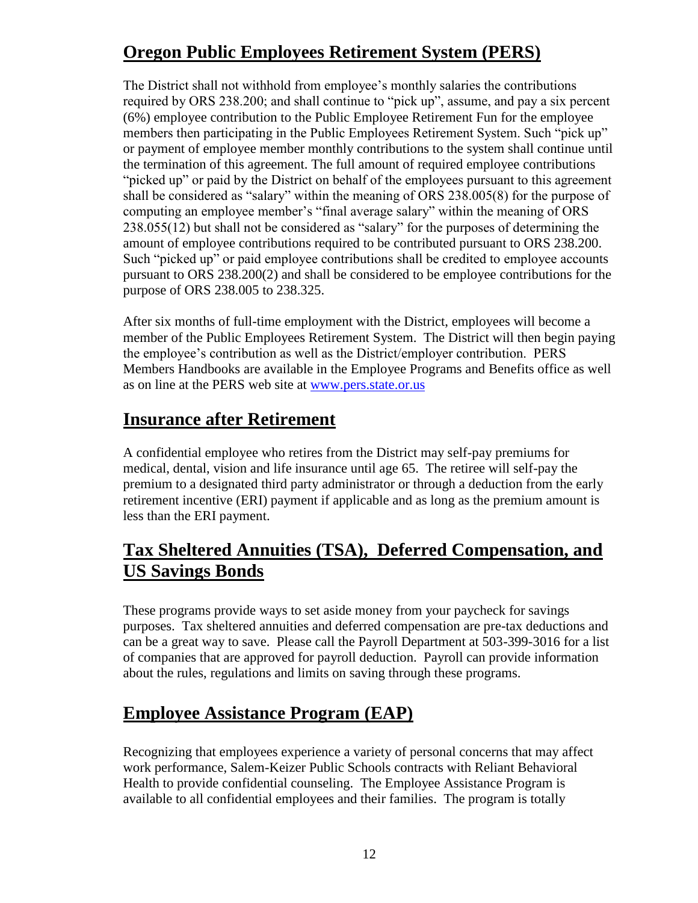## Oregon Public Employees Retirement System (PERS)

The District shall not withhold from employee's monthly salaries the contributions required by ORS 238.200; and shall continue to "pick up", assume, and pay a six percent (6%) employee contribution to the Public Employee Retirement Fun for the employee members then participating in the Public Employees Retirement System. Such "pick up" or payment of employee member monthly contributions to the system shall continue until the termination of this agreement. The full amount of required employee contributions "picked up" or paid by the District on behalf of the employees pursuant to this agreement shall be considered as "salary" within the meaning of ORS 238.005(8) for the purpose of computing an employee member's "final average salary" within the meaning of ORS 238.055(12) but shall not be considered as "salary" for the purposes of determining the amount of employee contributions required to be contributed pursuant to ORS 238.200. Such "picked up" or paid employee contributions shall be credited to employee accounts pursuant to ORS 238.200(2) and shall be considered to be employee contributions for the purpose of ORS 238.005 to 238.325.

After six months of full-time employment with the District, employees will become a member of the Public Employees Retirement System. The District will then begin paying the employee's contribution as well as the District/employer contribution. PERS Members Handbooks are available in the Employee Programs and Benefits office as well as on line at the PERS web site at www.pers.state.or.us

## Insurance after Retirement

A confidential employee who retires from the District may self-pay premiums for medical, dental, vision and life insurance until age 65. The retiree will self-pay the premium to a designated third party administrator or through a deduction from the early retirement incentive (ERI) payment if applicable and as long as the premium amount is less than the ERI payment.

## Tax Sheltered Annuities (TSA), Deferred Compensation, and US Savings Bonds

These programs provide ways to set aside money from your paycheck for savings purposes. Tax sheltered annuities and deferred compensation are pre-tax deductions and can be a great way to save. Please call the Payroll Department at 503-399-3016 for a list of companies that are approved for payroll deduction. Payroll can provide information about the rules, regulations and limits on saving through these programs.

## Employee Assistance Program (EAP)

Recognizing that employees experience a variety of personal concerns that may affect work performance, Salem-Keizer Public Schools contracts with Reliant Behavioral Health to provide confidential counseling. The Employee Assistance Program is available to all confidential employees and their families. The program is totally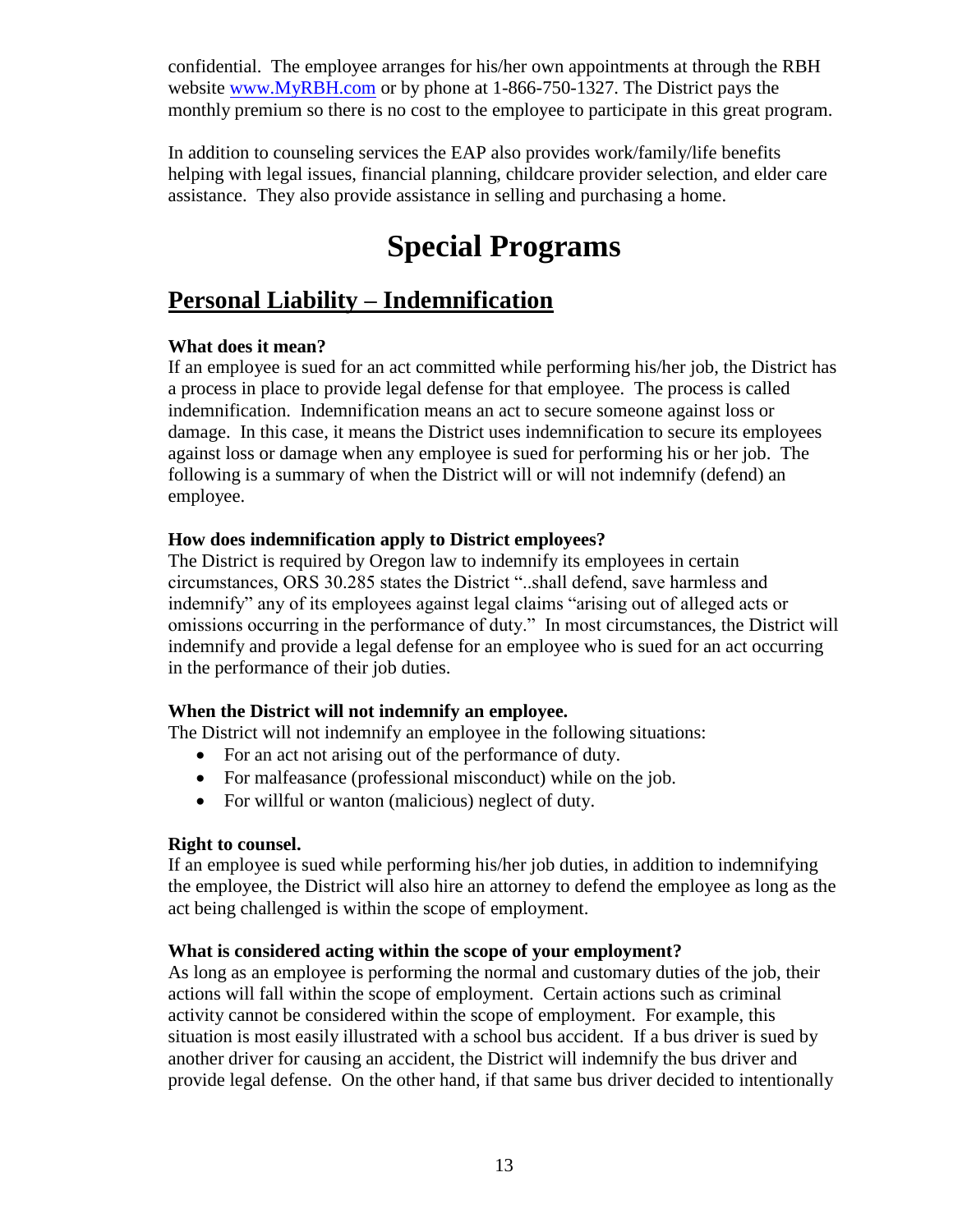confidential. The employee arranges for his/her own appointments at through the RBH website [www.MyRBH.com](http://www.MyRBH.com) or by phone at 1-866-750-1327. The District pays the monthly premium so there is no cost to the employee to participate in this great program.

In addition to counseling services the EAP also provides work/family/life benefits helping with legal issues, financial planning, childcare provider selection, and elder care assistance. They also provide assistance in selling and purchasing a home.

# Special Programs

## Personal Liability – Indemnification

**What does it mean?**

If an employee is sued for an act committed while performing his/her job, the District has a process in place to provide legal defense for that employee. The process is called indemnification. Indemnification means an act to secure someone against loss or damage. In this case, it means the District uses indemnification to secure its employees against loss or damage when any employee is sued for performing his or her job. The following is a summary of when the District will or will not indemnify (defend) an employee.

**How does indemnification apply to District employees?**

The District is required by Oregon law to indemnify its employees in certain circumstances, ORS 30.285 states the District "..shall defend, save harmless and indemnify" any of its employees against legal claims "arising out of alleged acts or omissions occurring in the performance of duty." In most circumstances, the District will indemnify and provide a legal defense for an employee who is sued for an act occurring in the performance of their job duties.

**When the District will not indemnify an employee.**

The District will not indemnify an employee in the following situations:

- For an act not arising out of the performance of duty.
- For malfeasance (professional misconduct) while on the job.
- For willful or wanton (malicious) neglect of duty.

**Right to counsel.**

If an employee is sued while performing his/her job duties, in addition to indemnifying the employee, the District will also hire an attorney to defend the employee as long as the act being challenged is within the scope of employment.

**What is considered acting within the scope of your employment?**

As long as an employee is performing the normal and customary duties of the job, their actions will fall within the scope of employment. Certain actions such as criminal activity cannot be considered within the scope of employment. For example, this situation is most easily illustrated with a school bus accident. If a bus driver is sued by another driver for causing an accident, the District will indemnify the bus driver and provide legal defense. On the other hand, if that same bus driver decided to intentionally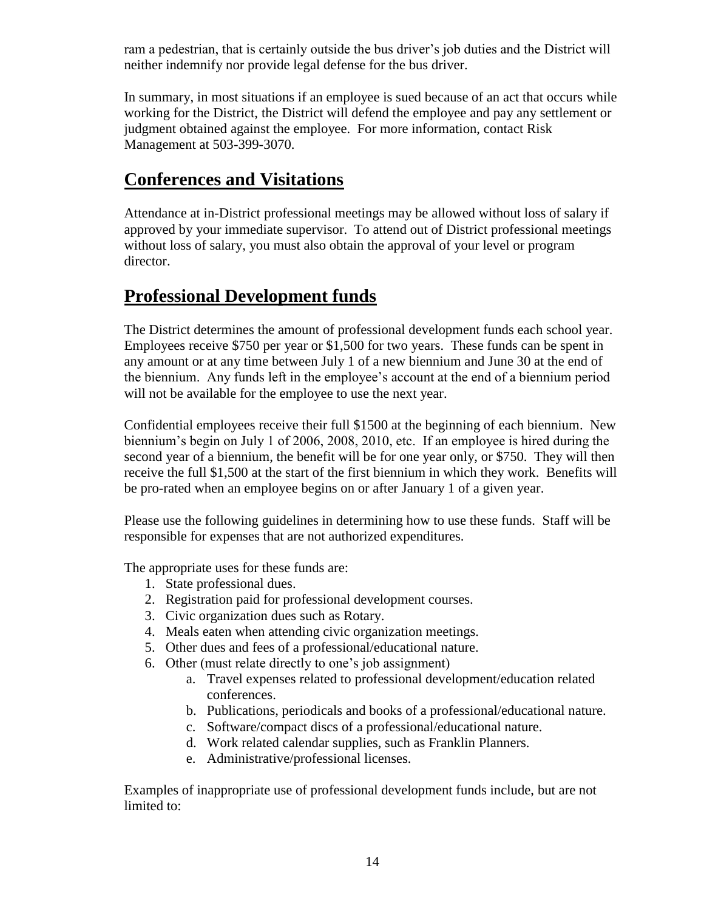ram a pedestrian, that is certainly outside the bus driver's job duties and the District will neither indemnify nor provide legal defense for the bus driver.

In summary, in most situations if an employee is sued because of an act that occurs while working for the District, the District will defend the employee and pay any settlement or judgment obtained against the employee. For more information, contact Risk Management at 503-399-3070.

## Conferences and Visitations

Attendance at in-District professional meetings may be allowed without loss of salary if approved by your immediate supervisor. To attend out of District professional meetings without loss of salary, you must also obtain the approval of your level or program director.

## Professional Development funds

The District determines the amount of professional development funds each school year. Employees receive $750 per year or $1,500 for two years. These funds can be spent in any amount or at any time between July 1 of a new biennium and June 30 at the end of the biennium. Any funds left in the employee's account at the end of a biennium period will not be available for the employee to use the next year.

Confidential employees receive their full $1500 at the beginning of each biennium. New biennium's begin on July 1 of 2006, 2008, 2010, etc. If an employee is hired during the second year of a biennium, the benefit will be for one year only, or $750. They will then receive the full $1,500 at the start of the first biennium in which they work. Benefits will be pro-rated when an employee begins on or after January 1 of a given year.

Please use the following guidelines in determining how to use these funds. Staff will be responsible for expenses that are not authorized expenditures.

The appropriate uses for these funds are:

1. State professional dues.
2. Registration paid for professional development courses.
3. Civic organization dues such as Rotary.
4. Meals eaten when attending civic organization meetings.
5. Other dues and fees of a professional/educational nature.
6. Other (must relate directly to one's job assignment)
    a. Travel expenses related to professional development/education related conferences.
    b. Publications, periodicals and books of a professional/educational nature.
    c. Software/compact discs of a professional/educational nature.
    d. Work related calendar supplies, such as Franklin Planners.
    e. Administrative/professional licenses.

Examples of inappropriate use of professional development funds include, but are not limited to: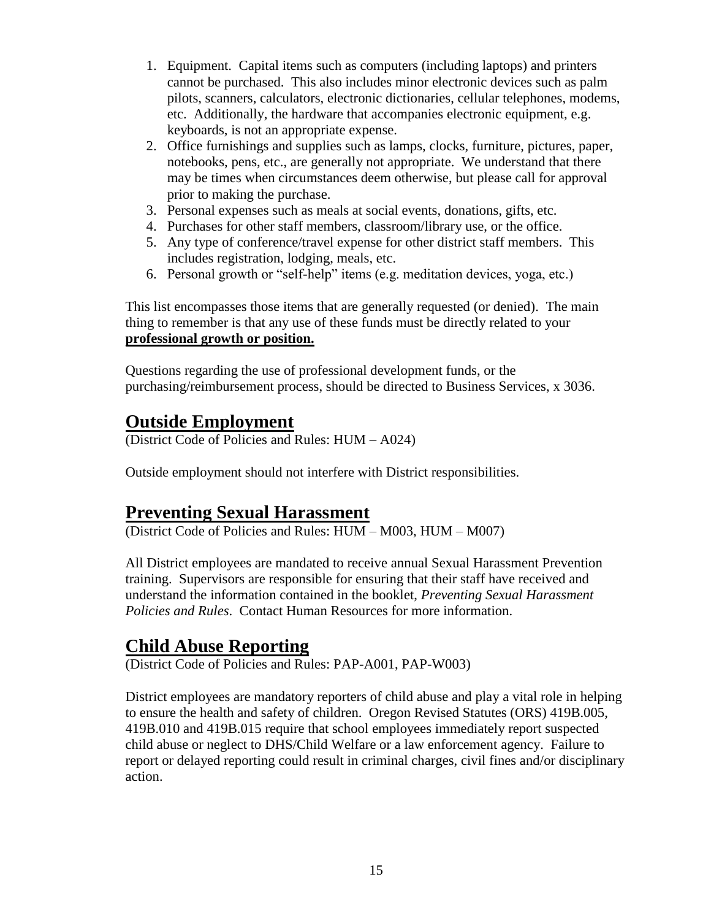1. Equipment. Capital items such as computers (including laptops) and printers cannot be purchased. This also includes minor electronic devices such as palm pilots, scanners, calculators, electronic dictionaries, cellular telephones, modems, etc. Additionally, the hardware that accompanies electronic equipment, e.g. keyboards, is not an appropriate expense.
2. Office furnishings and supplies such as lamps, clocks, furniture, pictures, paper, notebooks, pens, etc., are generally not appropriate. We understand that there may be times when circumstances deem otherwise, but please call for approval prior to making the purchase.
3. Personal expenses such as meals at social events, donations, gifts, etc.
4. Purchases for other staff members, classroom/library use, or the office.
5. Any type of conference/travel expense for other district staff members. This includes registration, lodging, meals, etc.
6. Personal growth or "self-help" items (e.g. meditation devices, yoga, etc.)

This list encompasses those items that are generally requested (or denied). The main thing to remember is that any use of these funds must be directly related to your **professional growth or position.**

Questions regarding the use of professional development funds, or the purchasing/reimbursement process, should be directed to Business Services, x 3036.

## Outside Employment

(District Code of Policies and Rules: HUM – A024)

Outside employment should not interfere with District responsibilities.

## Preventing Sexual Harassment

(District Code of Policies and Rules: HUM – M003, HUM – M007)

All District employees are mandated to receive annual Sexual Harassment Prevention training. Supervisors are responsible for ensuring that their staff have received and understand the information contained in the booklet, *Preventing Sexual Harassment Policies and Rules*. Contact Human Resources for more information.

## Child Abuse Reporting

(District Code of Policies and Rules: PAP-A001, PAP-W003)

District employees are mandatory reporters of child abuse and play a vital role in helping to ensure the health and safety of children. Oregon Revised Statutes (ORS) 419B.005, 419B.010 and 419B.015 require that school employees immediately report suspected child abuse or neglect to DHS/Child Welfare or a law enforcement agency. Failure to report or delayed reporting could result in criminal charges, civil fines and/or disciplinary action.